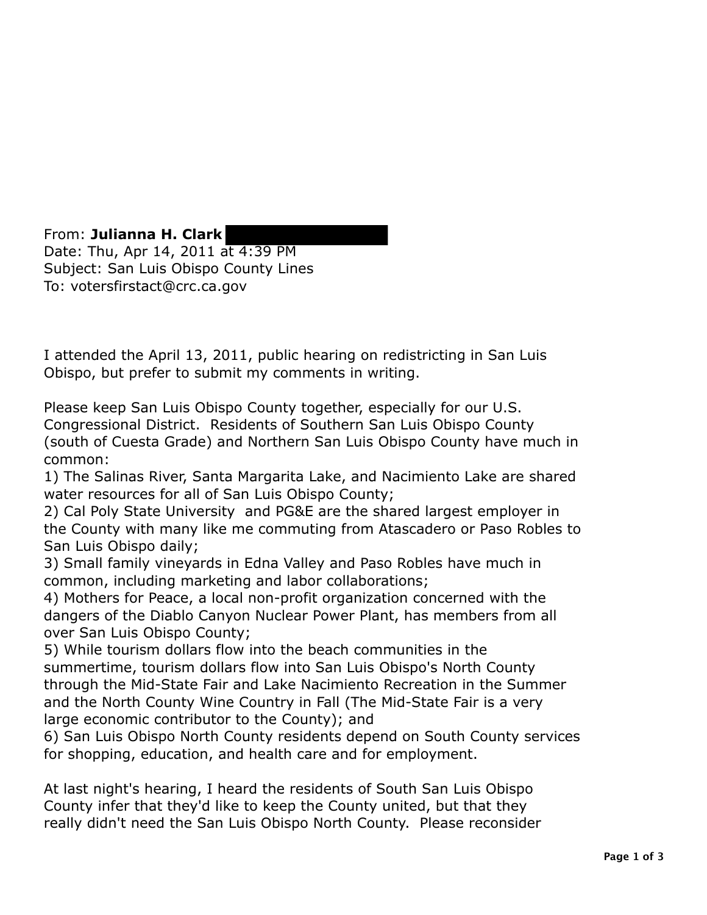From: **Julianna H. Clark**
Date: Thu, Apr 14, 2011 at 4:39 PM
Subject: San Luis Obispo County Lines
To: votersfirstact@crc.ca.gov

I attended the April 13, 2011, public hearing on redistricting in San Luis Obispo, but prefer to submit my comments in writing.

Please keep San Luis Obispo County together, especially for our U.S. Congressional District. Residents of Southern San Luis Obispo County (south of Cuesta Grade) and Northern San Luis Obispo County have much in common:

1) The Salinas River, Santa Margarita Lake, and Nacimiento Lake are shared water resources for all of San Luis Obispo County;
2) Cal Poly State University and PG&E are the shared largest employer in the County with many like me commuting from Atascadero or Paso Robles to San Luis Obispo daily;
3) Small family vineyards in Edna Valley and Paso Robles have much in common, including marketing and labor collaborations;
4) Mothers for Peace, a local non-profit organization concerned with the dangers of the Diablo Canyon Nuclear Power Plant, has members from all over San Luis Obispo County;
5) While tourism dollars flow into the beach communities in the summertime, tourism dollars flow into San Luis Obispo's North County through the Mid-State Fair and Lake Nacimiento Recreation in the Summer and the North County Wine Country in Fall (The Mid-State Fair is a very large economic contributor to the County); and
6) San Luis Obispo North County residents depend on South County services for shopping, education, and health care and for employment.

At last night's hearing, I heard the residents of South San Luis Obispo County infer that they'd like to keep the County united, but that they really didn't need the San Luis Obispo North County. Please reconsider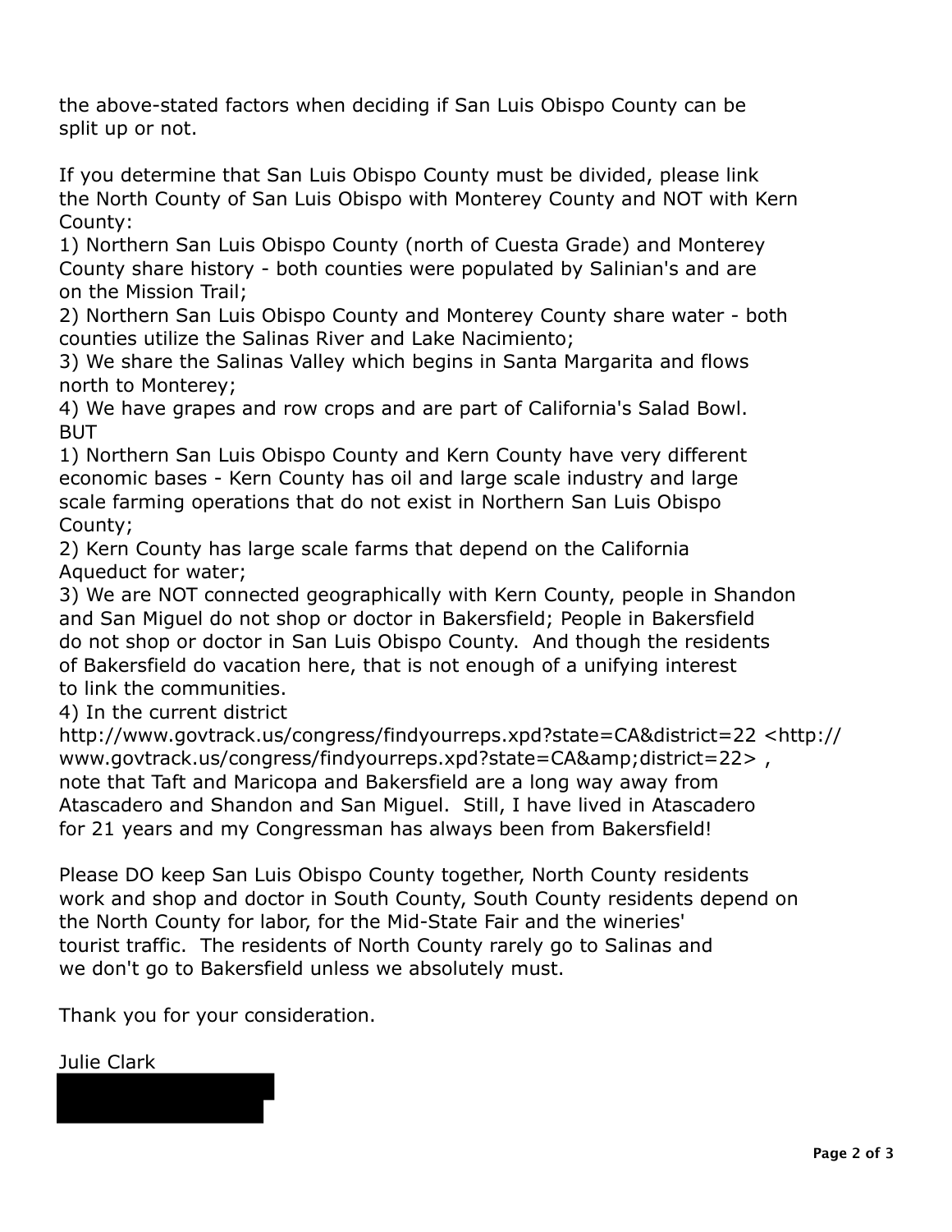the above-stated factors when deciding if San Luis Obispo County can be split up or not.

If you determine that San Luis Obispo County must be divided, please link the North County of San Luis Obispo with Monterey County and NOT with Kern County:

1) Northern San Luis Obispo County (north of Cuesta Grade) and Monterey County share history - both counties were populated by Salinian's and are on the Mission Trail;
2) Northern San Luis Obispo County and Monterey County share water - both counties utilize the Salinas River and Lake Nacimiento;
3) We share the Salinas Valley which begins in Santa Margarita and flows north to Monterey;
4) We have grapes and row crops and are part of California's Salad Bowl.

BUT

1) Northern San Luis Obispo County and Kern County have very different economic bases - Kern County has oil and large scale industry and large scale farming operations that do not exist in Northern San Luis Obispo County;
2) Kern County has large scale farms that depend on the California Aqueduct for water;
3) We are NOT connected geographically with Kern County, people in Shandon and San Miguel do not shop or doctor in Bakersfield; People in Bakersfield do not shop or doctor in San Luis Obispo County. And though the residents of Bakersfield do vacation here, that is not enough of a unifying interest to link the communities.
4) In the current district http://www.govtrack.us/congress/findyourreps.xpd?state=CA&district=22 <http://www.govtrack.us/congress/findyourreps.xpd?state=CA&amp;district=22> , note that Taft and Maricopa and Bakersfield are a long way away from Atascadero and Shandon and San Miguel. Still, I have lived in Atascadero for 21 years and my Congressman has always been from Bakersfield!

Please DO keep San Luis Obispo County together, North County residents work and shop and doctor in South County, South County residents depend on the North County for labor, for the Mid-State Fair and the wineries' tourist traffic. The residents of North County rarely go to Salinas and we don't go to Bakersfield unless we absolutely must.

Thank you for your consideration.

Julie Clark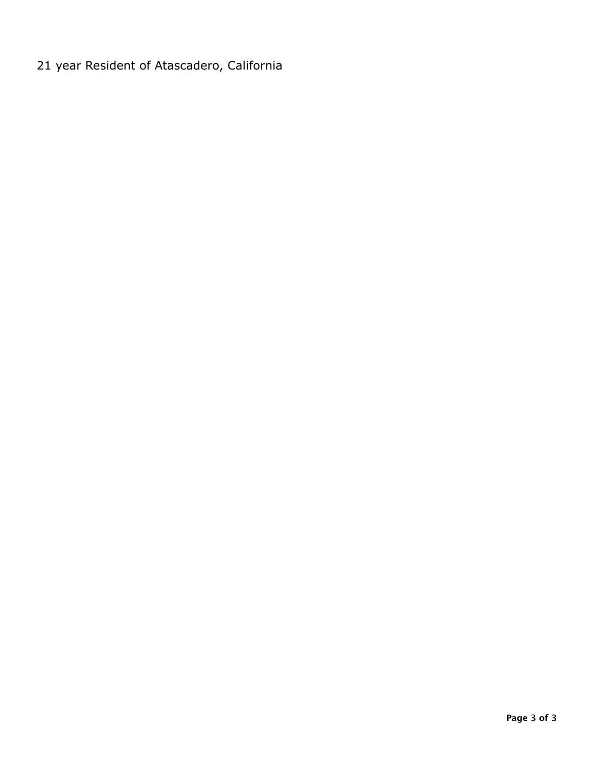21 year Resident of Atascadero, California